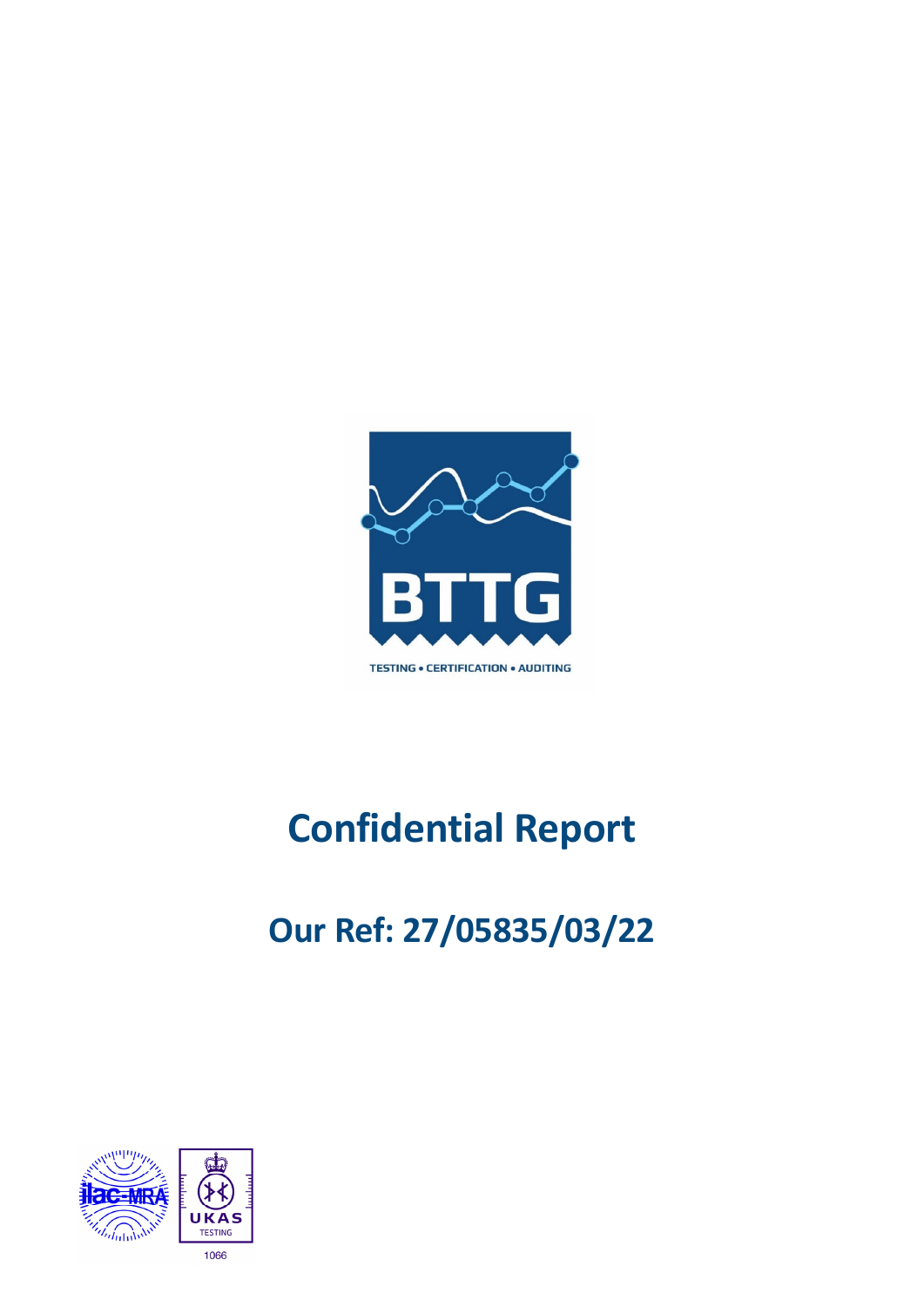BTTG

TESTING • CERTIFICATION • AUDITING

# Confidential Report

## Our Ref: 27/05835/03/22

ilac-MRA

UKAS TESTING

1066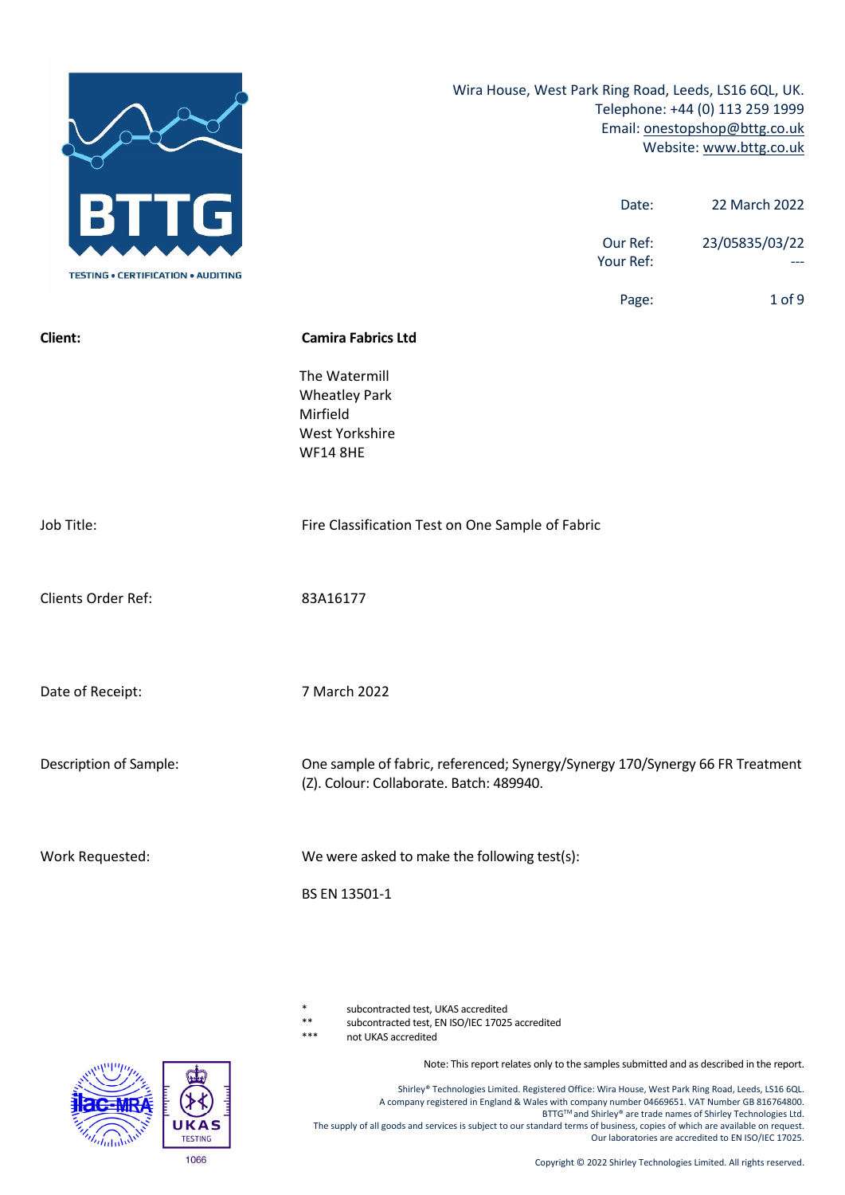Wira House, West Park Ring Road, Leeds, LS16 6QL, UK.
Telephone: +44 (0) 113 259 1999
Email: onestopshop@bttg.co.uk
Website: www.bttg.co.uk

| | |
|---|---|
| Date: | 22 March 2022 |
| Our Ref: | 23/05835/03/22 |
| Your Ref: | --- |

| | |
|---|---|
| **Client:** | **Camira Fabrics Ltd** |
| | The Watermill<br>Wheatley Park<br>Mirfield<br>West Yorkshire<br>WF14 8HE |
| Job Title: | Fire Classification Test on One Sample of Fabric |
| Clients Order Ref: | 83A16177 |
| Date of Receipt: | 7 March 2022 |
| Description of Sample: | One sample of fabric, referenced; Synergy/Synergy 170/Synergy 66 FR Treatment (Z). Colour: Collaborate. Batch: 489940. |
| Work Requested: | We were asked to make the following test(s):<br><br>BS EN 13501-1 |

| | |
|---|---|
| * | subcontracted test, UKAS accredited |
| ** | subcontracted test, EN ISO/IEC 17025 accredited |
| *** | not UKAS accredited |

Note: This report relates only to the samples submitted and as described in the report.

Shirley® Technologies Limited. Registered Office: Wira House, West Park Ring Road, Leeds, LS16 6QL.
A company registered in England & Wales with company number 04669651. VAT Number GB 816764800.
BTTG™ and Shirley® are trade names of Shirley Technologies Ltd.
The supply of all goods and services is subject to our standard terms of business, copies of which are available on request.
Our laboratories are accredited to EN ISO/IEC 17025.

1066

Copyright © 2022 Shirley Technologies Limited. All rights reserved.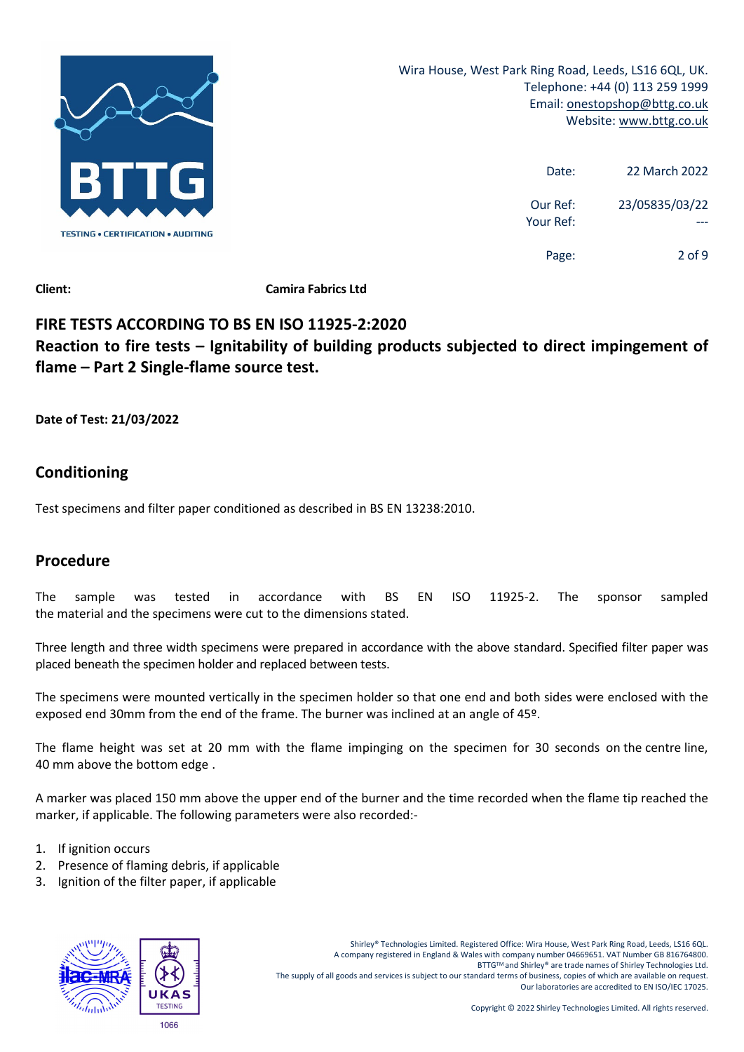**Client:** **Camira Fabrics Ltd**

## FIRE TESTS ACCORDING TO BS EN ISO 11925-2:2020

## Reaction to fire tests – Ignitability of building products subjected to direct impingement of flame – Part 2 Single-flame source test.

**Date of Test: 21/03/2022**

## Conditioning

Test specimens and filter paper conditioned as described in BS EN 13238:2010.

## Procedure

The sample was tested in accordance with BS EN ISO 11925-2. The sponsor sampled the material and the specimens were cut to the dimensions stated.

Three length and three width specimens were prepared in accordance with the above standard. Specified filter paper was placed beneath the specimen holder and replaced between tests.

The specimens were mounted vertically in the specimen holder so that one end and both sides were enclosed with the exposed end 30mm from the end of the frame. The burner was inclined at an angle of 45º.

The flame height was set at 20 mm with the flame impinging on the specimen for 30 seconds on the centre line, 40 mm above the bottom edge .

A marker was placed 150 mm above the upper end of the burner and the time recorded when the flame tip reached the marker, if applicable. The following parameters were also recorded:-

1. If ignition occurs
2. Presence of flaming debris, if applicable
3. Ignition of the filter paper, if applicable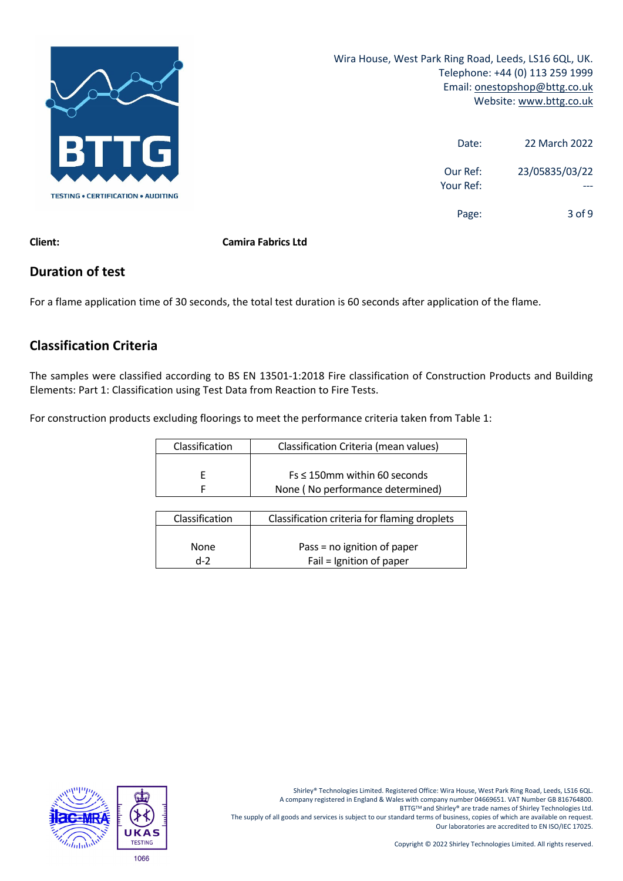**Client:** **Camira Fabrics Ltd**

## Duration of test

For a flame application time of 30 seconds, the total test duration is 60 seconds after application of the flame.

## Classification Criteria

The samples were classified according to BS EN 13501-1:2018 Fire classification of Construction Products and Building Elements: Part 1: Classification using Test Data from Reaction to Fire Tests.

For construction products excluding floorings to meet the performance criteria taken from Table 1:

| Classification | Classification Criteria (mean values) |
|---|---|
| E | Fs ≤ 150mm within 60 seconds |
| F | None ( No performance determined) |

| Classification | Classification criteria for flaming droplets |
|---|---|
| None | Pass = no ignition of paper |
| d-2 | Fail = Ignition of paper |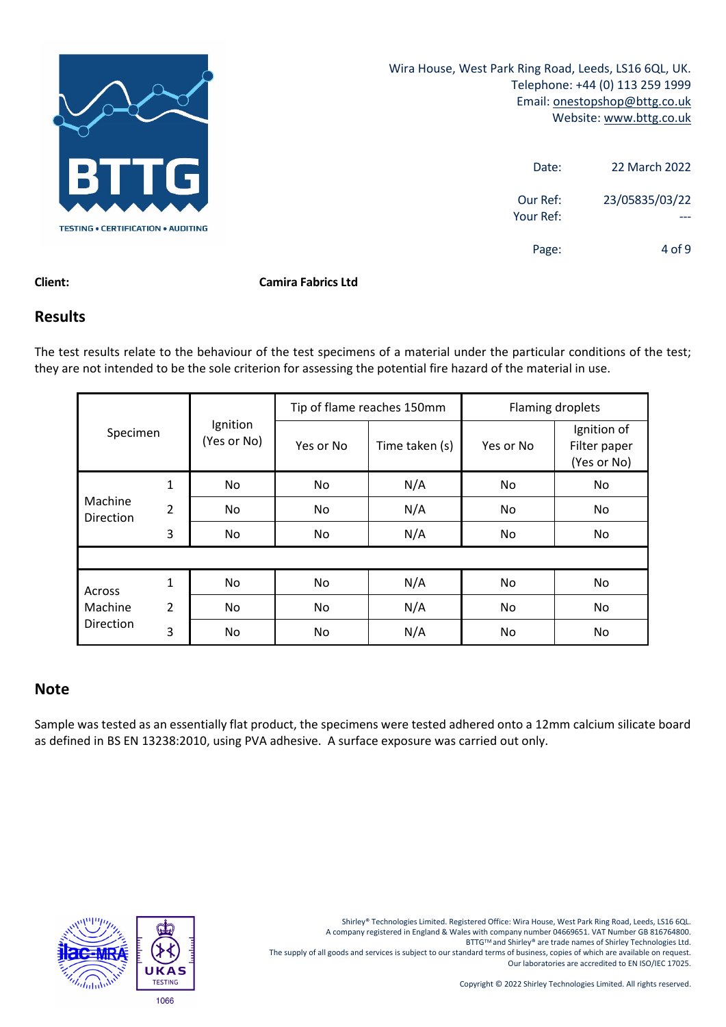Wira House, West Park Ring Road, Leeds, LS16 6QL, UK.
Telephone: +44 (0) 113 259 1999
Email: onestopshop@bttg.co.uk
Website: www.bttg.co.uk

Date: 22 March 2022

Our Ref: 23/05835/03/22
Your Ref: ---

**Client:** **Camira Fabrics Ltd**

## Results

The test results relate to the behaviour of the test specimens of a material under the particular conditions of the test; they are not intended to be the sole criterion for assessing the potential fire hazard of the material in use.

| Specimen | | Ignition (Yes or No) | Tip of flame reaches 150mm | | Flaming droplets | |
|---|---|---|---|---|---|---|
| | | | Yes or No | Time taken (s) | Yes or No | Ignition of Filter paper (Yes or No) |
| Machine Direction | 1 | No | No | N/A | No | No |
| | 2 | No | No | N/A | No | No |
| | 3 | No | No | N/A | No | No |
| | | | | | | |
| Across Machine Direction | 1 | No | No | N/A | No | No |
| | 2 | No | No | N/A | No | No |
| | 3 | No | No | N/A | No | No |

## Note

Sample was tested as an essentially flat product, the specimens were tested adhered onto a 12mm calcium silicate board as defined in BS EN 13238:2010, using PVA adhesive. A surface exposure was carried out only.

1066

Shirley® Technologies Limited. Registered Office: Wira House, West Park Ring Road, Leeds, LS16 6QL.
A company registered in England & Wales with company number 04669651. VAT Number GB 816764800.
BTTG™ and Shirley® are trade names of Shirley Technologies Ltd.
The supply of all goods and services is subject to our standard terms of business, copies of which are available on request.
Our laboratories are accredited to EN ISO/IEC 17025.

Copyright © 2022 Shirley Technologies Limited. All rights reserved.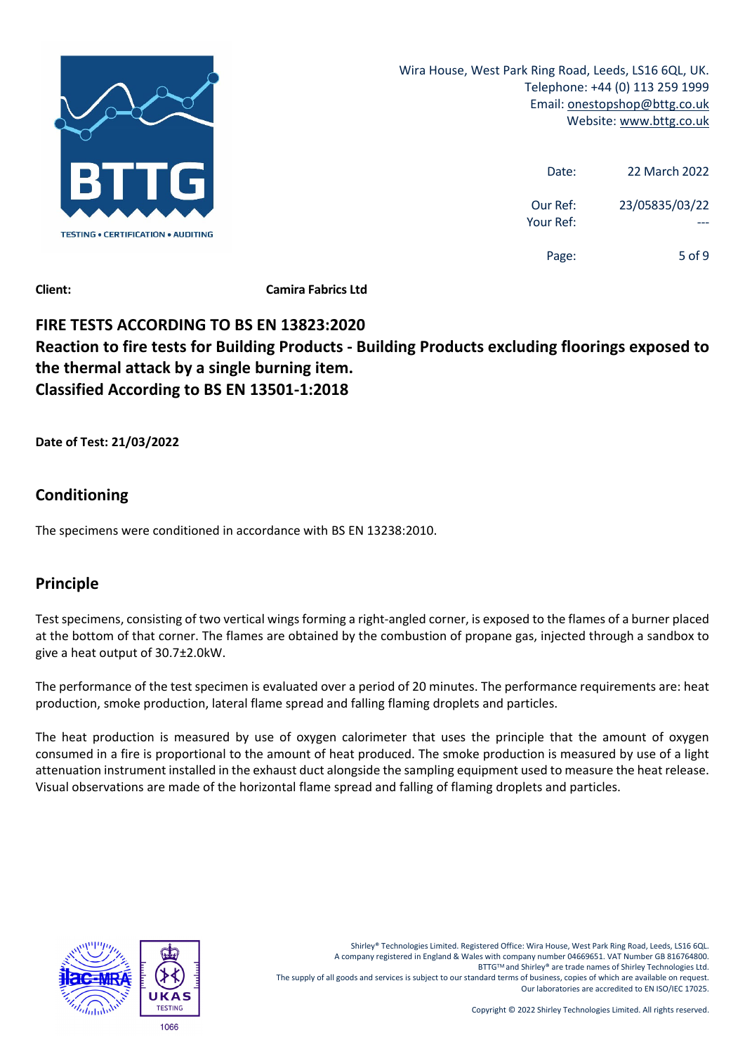**Client:** **Camira Fabrics Ltd**

## FIRE TESTS ACCORDING TO BS EN 13823:2020
## Reaction to fire tests for Building Products - Building Products excluding floorings exposed to the thermal attack by a single burning item.
## Classified According to BS EN 13501-1:2018

**Date of Test: 21/03/2022**

## Conditioning

The specimens were conditioned in accordance with BS EN 13238:2010.

## Principle

Test specimens, consisting of two vertical wings forming a right-angled corner, is exposed to the flames of a burner placed at the bottom of that corner. The flames are obtained by the combustion of propane gas, injected through a sandbox to give a heat output of 30.7±2.0kW.

The performance of the test specimen is evaluated over a period of 20 minutes. The performance requirements are: heat production, smoke production, lateral flame spread and falling flaming droplets and particles.

The heat production is measured by use of oxygen calorimeter that uses the principle that the amount of oxygen consumed in a fire is proportional to the amount of heat produced. The smoke production is measured by use of a light attenuation instrument installed in the exhaust duct alongside the sampling equipment used to measure the heat release. Visual observations are made of the horizontal flame spread and falling of flaming droplets and particles.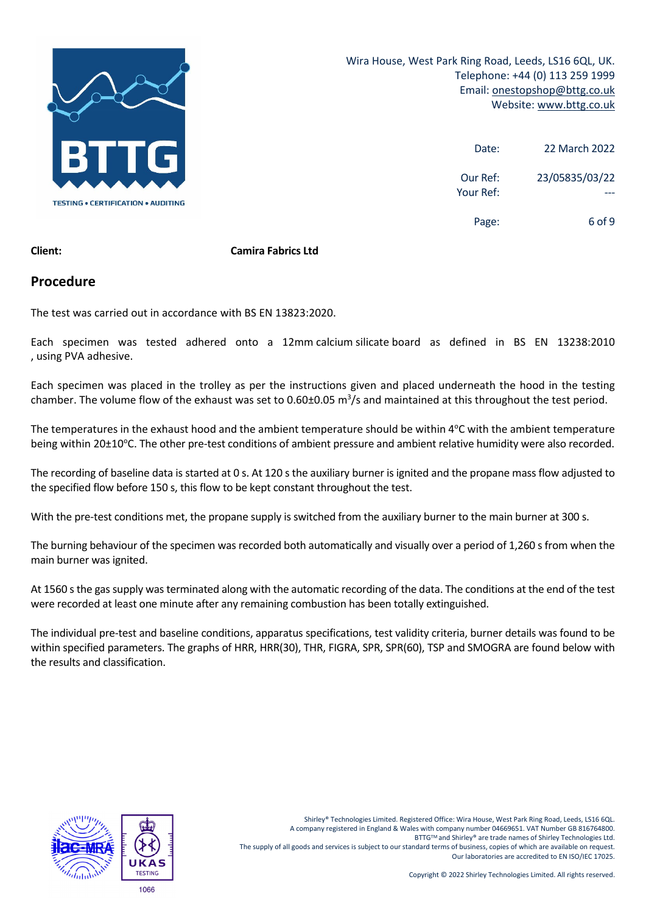Wira House, West Park Ring Road, Leeds, LS16 6QL, UK.
Telephone: +44 (0) 113 259 1999
Email: onestopshop@bttg.co.uk
Website: www.bttg.co.uk

| | |
|---|---|
| Date: | 22 March 2022 |
| Our Ref: | 23/05835/03/22 |
| Your Ref: | --- |

**Client:** **Camira Fabrics Ltd**

## Procedure

The test was carried out in accordance with BS EN 13823:2020.

Each specimen was tested adhered onto a 12mm calcium silicate board as defined in BS EN 13238:2010 , using PVA adhesive.

Each specimen was placed in the trolley as per the instructions given and placed underneath the hood in the testing chamber. The volume flow of the exhaust was set to 0.60±0.05 $m^3$/s and maintained at this throughout the test period.

The temperatures in the exhaust hood and the ambient temperature should be within 4°C with the ambient temperature being within 20±10°C. The other pre-test conditions of ambient pressure and ambient relative humidity were also recorded.

The recording of baseline data is started at 0 s. At 120 s the auxiliary burner is ignited and the propane mass flow adjusted to the specified flow before 150 s, this flow to be kept constant throughout the test.

With the pre-test conditions met, the propane supply is switched from the auxiliary burner to the main burner at 300 s.

The burning behaviour of the specimen was recorded both automatically and visually over a period of 1,260 s from when the main burner was ignited.

At 1560 s the gas supply was terminated along with the automatic recording of the data. The conditions at the end of the test were recorded at least one minute after any remaining combustion has been totally extinguished.

The individual pre-test and baseline conditions, apparatus specifications, test validity criteria, burner details was found to be within specified parameters. The graphs of HRR, HRR(30), THR, FIGRA, SPR, SPR(60), TSP and SMOGRA are found below with the results and classification.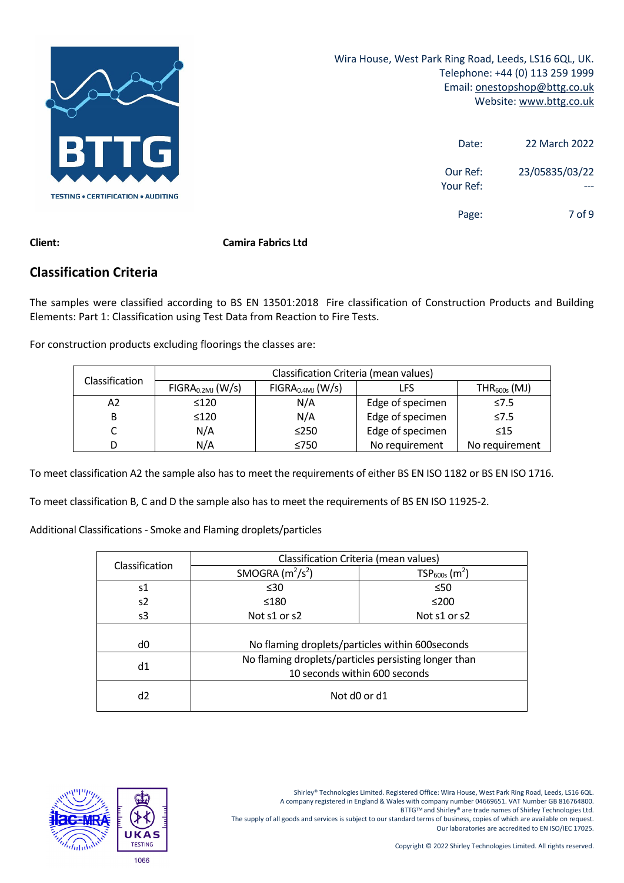Wira House, West Park Ring Road, Leeds, LS16 6QL, UK.
Telephone: +44 (0) 113 259 1999
Email: onestopshop@bttg.co.uk
Website: www.bttg.co.uk

Date: 22 March 2022

Our Ref: 23/05835/03/22
Your Ref: ---

**Client:** **Camira Fabrics Ltd**

## Classification Criteria

The samples were classified according to BS EN 13501:2018 Fire classification of Construction Products and Building Elements: Part 1: Classification using Test Data from Reaction to Fire Tests.

For construction products excluding floorings the classes are:

| Classification | Classification Criteria (mean values) | | | |
|---|---|---|---|---|
| | $FIGRA_{0.2MJ}$ (W/s) | $FIGRA_{0.4MJ}$ (W/s) | LFS | $THR_{600s}$ (MJ) |
| A2 | ≤120 | N/A | Edge of specimen | ≤7.5 |
| B | ≤120 | N/A | Edge of specimen | ≤7.5 |
| C | N/A | ≤250 | Edge of specimen | ≤15 |
| D | N/A | ≤750 | No requirement | No requirement |

To meet classification A2 the sample also has to meet the requirements of either BS EN ISO 1182 or BS EN ISO 1716.

To meet classification B, C and D the sample also has to meet the requirements of BS EN ISO 11925-2.

Additional Classifications - Smoke and Flaming droplets/particles

| Classification | Classification Criteria (mean values) | |
|---|---|---|
| | SMOGRA ($m^2/s^2$) | $TSP_{600s}$ ($m^2$) |
| s1 | ≤30 | ≤50 |
| s2 | ≤180 | ≤200 |
| s3 | Not s1 or s2 | Not s1 or s2 |
| d0 | No flaming droplets/particles within 600seconds | |
| d1 | No flaming droplets/particles persisting longer than 10 seconds within 600 seconds | |
| d2 | Not d0 or d1 | |

Shirley® Technologies Limited. Registered Office: Wira House, West Park Ring Road, Leeds, LS16 6QL.
A company registered in England & Wales with company number 04669651. VAT Number GB 816764800.
BTTG™ and Shirley® are trade names of Shirley Technologies Ltd.
The supply of all goods and services is subject to our standard terms of business, copies of which are available on request.
Our laboratories are accredited to EN ISO/IEC 17025.

Copyright © 2022 Shirley Technologies Limited. All rights reserved.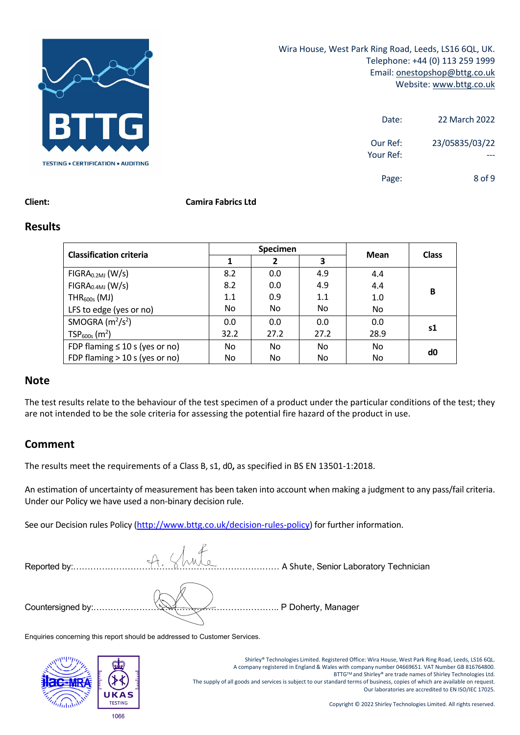Wira House, West Park Ring Road, Leeds, LS16 6QL, UK.
Telephone: +44 (0) 113 259 1999
Email: onestopshop@bttg.co.uk
Website: www.bttg.co.uk

Date: 22 March 2022

Our Ref: 23/05835/03/22
Your Ref: ---

**Client:** **Camira Fabrics Ltd**

## Results

| Classification criteria | Specimen | | | Mean | Class |
|---|---|---|---|---|---|
| | 1 | 2 | 3 | | |
| $FIGRA_{0.2MJ}$ (W/s) | 8.2 | 0.0 | 4.9 | 4.4 | B |
| $FIGRA_{0.4MJ}$ (W/s) | 8.2 | 0.0 | 4.9 | 4.4 | |
| $THR_{600s}$ (MJ) | 1.1 | 0.9 | 1.1 | 1.0 | |
| LFS to edge (yes or no) | No | No | No | No | |
| SMOGRA ($m^2/s^2$) | 0.0 | 0.0 | 0.0 | 0.0 | s1 |
| $TSP_{600s}$ ($m^2$) | 32.2 | 27.2 | 27.2 | 28.9 | |
| FDP flaming ≤ 10 s (yes or no) | No | No | No | No | d0 |
| FDP flaming > 10 s (yes or no) | No | No | No | No | |

## Note

The test results relate to the behaviour of the test specimen of a product under the particular conditions of the test; they are not intended to be the sole criteria for assessing the potential fire hazard of the product in use.

## Comment

The results meet the requirements of a Class B, s1, d0**,** as specified in BS EN 13501-1:2018.

An estimation of uncertainty of measurement has been taken into account when making a judgment to any pass/fail criteria. Under our Policy we have used a non-binary decision rule.

See our Decision rules Policy (http://www.bttg.co.uk/decision-rules-policy) for further information.

Reported by:……………………………………………………………………… A Shute, Senior Laboratory Technician

Countersigned by:……………………………………………………………….. P Doherty, Manager

Enquiries concerning this report should be addressed to Customer Services.

Shirley® Technologies Limited. Registered Office: Wira House, West Park Ring Road, Leeds, LS16 6QL.
A company registered in England & Wales with company number 04669651. VAT Number GB 816764800.
BTTG™ and Shirley® are trade names of Shirley Technologies Ltd.
The supply of all goods and services is subject to our standard terms of business, copies of which are available on request.
Our laboratories are accredited to EN ISO/IEC 17025.

Copyright © 2022 Shirley Technologies Limited. All rights reserved.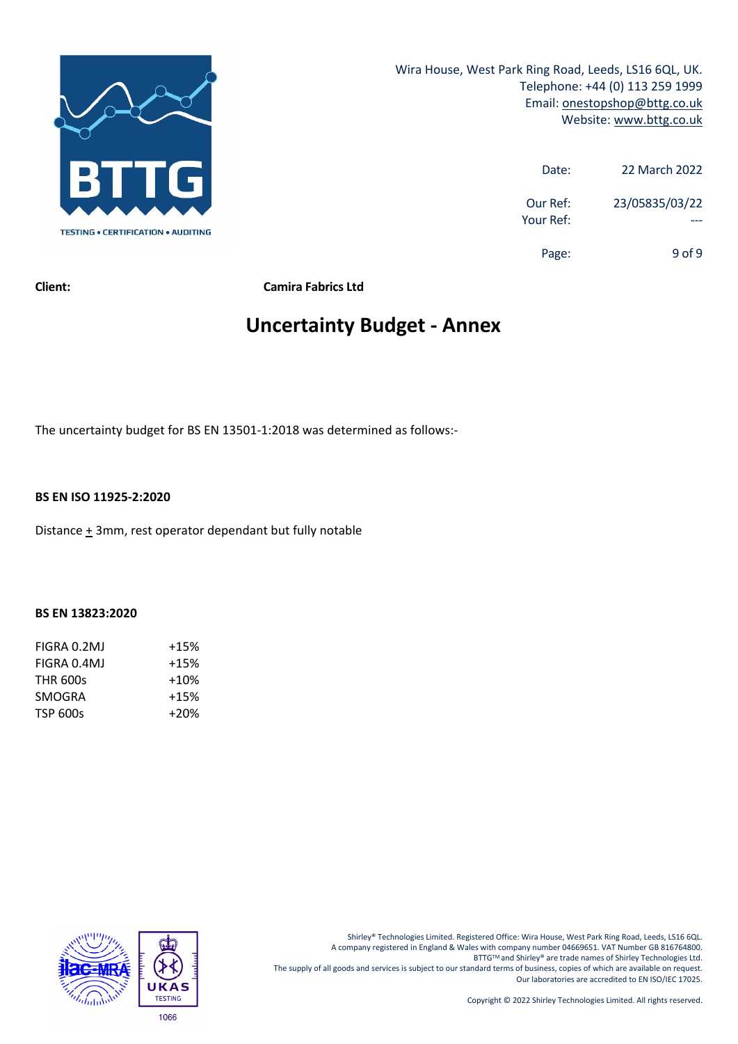Wira House, West Park Ring Road, Leeds, LS16 6QL, UK.
Telephone: +44 (0) 113 259 1999
Email: onestopshop@bttg.co.uk
Website: www.bttg.co.uk

| | |
|---|---|
| Date: | 22 March 2022 |
| Our Ref: | 23/05835/03/22 |
| Your Ref: | --- |

**Client:** **Camira Fabrics Ltd**

# Uncertainty Budget - Annex

The uncertainty budget for BS EN 13501-1:2018 was determined as follows:-

**BS EN ISO 11925-2:2020**

Distance ± 3mm, rest operator dependant but fully notable

**BS EN 13823:2020**

| | |
|---|---|
| FIGRA 0.2MJ | +15% |
| FIGRA 0.4MJ | +15% |
| THR 600s | +10% |
| SMOGRA | +15% |
| TSP 600s | +20% |

Shirley® Technologies Limited. Registered Office: Wira House, West Park Ring Road, Leeds, LS16 6QL.
A company registered in England & Wales with company number 04669651. VAT Number GB 816764800.
BTTG™ and Shirley® are trade names of Shirley Technologies Ltd.
The supply of all goods and services is subject to our standard terms of business, copies of which are available on request.
Our laboratories are accredited to EN ISO/IEC 17025.

Copyright © 2022 Shirley Technologies Limited. All rights reserved.